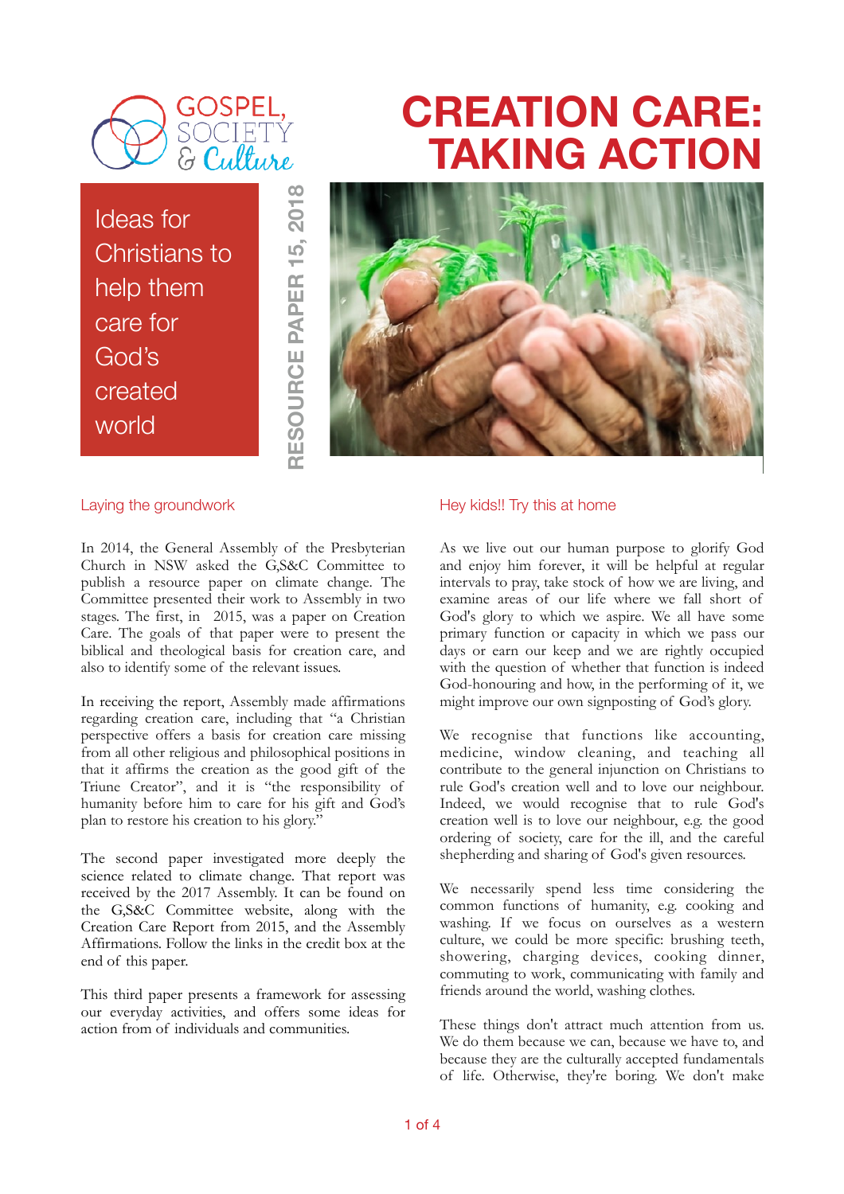GOSPEL, SOCIETY & Culture

# CREATION CARE: TAKING ACTION

Ideas for Christians to help them care for God's created world

RESOURCE PAPER 15, 2018

## Laying the groundwork

In 2014, the General Assembly of the Presbyterian Church in NSW asked the G,S&C Committee to publish a resource paper on climate change. The Committee presented their work to Assembly in two stages. The first, in 2015, was a paper on Creation Care. The goals of that paper were to present the biblical and theological basis for creation care, and also to identify some of the relevant issues.

In receiving the report, Assembly made affirmations regarding creation care, including that "a Christian perspective offers a basis for creation care missing from all other religious and philosophical positions in that it affirms the creation as the good gift of the Triune Creator", and it is "the responsibility of humanity before him to care for his gift and God's plan to restore his creation to his glory."

The second paper investigated more deeply the science related to climate change. That report was received by the 2017 Assembly. It can be found on the G,S&C Committee website, along with the Creation Care Report from 2015, and the Assembly Affirmations. Follow the links in the credit box at the end of this paper.

This third paper presents a framework for assessing our everyday activities, and offers some ideas for action from of individuals and communities.

## Hey kids!! Try this at home

As we live out our human purpose to glorify God and enjoy him forever, it will be helpful at regular intervals to pray, take stock of how we are living, and examine areas of our life where we fall short of God's glory to which we aspire. We all have some primary function or capacity in which we pass our days or earn our keep and we are rightly occupied with the question of whether that function is indeed God-honouring and how, in the performing of it, we might improve our own signposting of God's glory.

We recognise that functions like accounting, medicine, window cleaning, and teaching all contribute to the general injunction on Christians to rule God's creation well and to love our neighbour. Indeed, we would recognise that to rule God's creation well is to love our neighbour, e.g. the good ordering of society, care for the ill, and the careful shepherding and sharing of God's given resources.

We necessarily spend less time considering the common functions of humanity, e.g. cooking and washing. If we focus on ourselves as a western culture, we could be more specific: brushing teeth, showering, charging devices, cooking dinner, commuting to work, communicating with family and friends around the world, washing clothes.

These things don't attract much attention from us. We do them because we can, because we have to, and because they are the culturally accepted fundamentals of life. Otherwise, they're boring. We don't make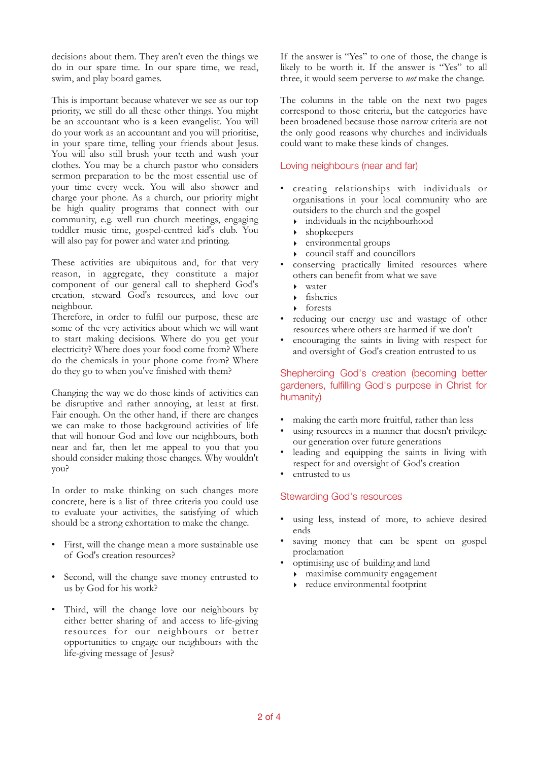decisions about them. They aren't even the things we do in our spare time. In our spare time, we read, swim, and play board games.

This is important because whatever we see as our top priority, we still do all these other things. You might be an accountant who is a keen evangelist. You will do your work as an accountant and you will prioritise, in your spare time, telling your friends about Jesus. You will also still brush your teeth and wash your clothes. You may be a church pastor who considers sermon preparation to be the most essential use of your time every week. You will also shower and charge your phone. As a church, our priority might be high quality programs that connect with our community, e.g. well run church meetings, engaging toddler music time, gospel-centred kid's club. You will also pay for power and water and printing.

These activities are ubiquitous and, for that very reason, in aggregate, they constitute a major component of our general call to shepherd God's creation, steward God's resources, and love our neighbour.
Therefore, in order to fulfil our purpose, these are some of the very activities about which we will want to start making decisions. Where do you get your electricity? Where does your food come from? Where do the chemicals in your phone come from? Where do they go to when you've finished with them?

Changing the way we do those kinds of activities can be disruptive and rather annoying, at least at first. Fair enough. On the other hand, if there are changes we can make to those background activities of life that will honour God and love our neighbours, both near and far, then let me appeal to you that you should consider making those changes. Why wouldn't you?

In order to make thinking on such changes more concrete, here is a list of three criteria you could use to evaluate your activities, the satisfying of which should be a strong exhortation to make the change.

- First, will the change mean a more sustainable use of God's creation resources?
- Second, will the change save money entrusted to us by God for his work?
- Third, will the change love our neighbours by either better sharing of and access to life-giving resources for our neighbours or better opportunities to engage our neighbours with the life-giving message of Jesus?

If the answer is "Yes" to one of those, the change is likely to be worth it. If the answer is "Yes" to all three, it would seem perverse to *not* make the change.

The columns in the table on the next two pages correspond to those criteria, but the categories have been broadened because those narrow criteria are not the only good reasons why churches and individuals could want to make these kinds of changes.

## Loving neighbours (near and far)

- creating relationships with individuals or organisations in your local community who are outsiders to the church and the gospel
  - individuals in the neighbourhood
  - shopkeepers
  - environmental groups
  - council staff and councillors
- conserving practically limited resources where others can benefit from what we save
  - water
  - fisheries
  - forests
- reducing our energy use and wastage of other resources where others are harmed if we don't
- encouraging the saints in living with respect for and oversight of God's creation entrusted to us

## Shepherding God's creation (becoming better gardeners, fulfilling God's purpose in Christ for humanity)

- making the earth more fruitful, rather than less
- using resources in a manner that doesn't privilege our generation over future generations
- leading and equipping the saints in living with respect for and oversight of God's creation
- entrusted to us

## Stewarding God's resources

- using less, instead of more, to achieve desired ends
- saving money that can be spent on gospel proclamation
- optimising use of building and land
  - maximise community engagement
  - reduce environmental footprint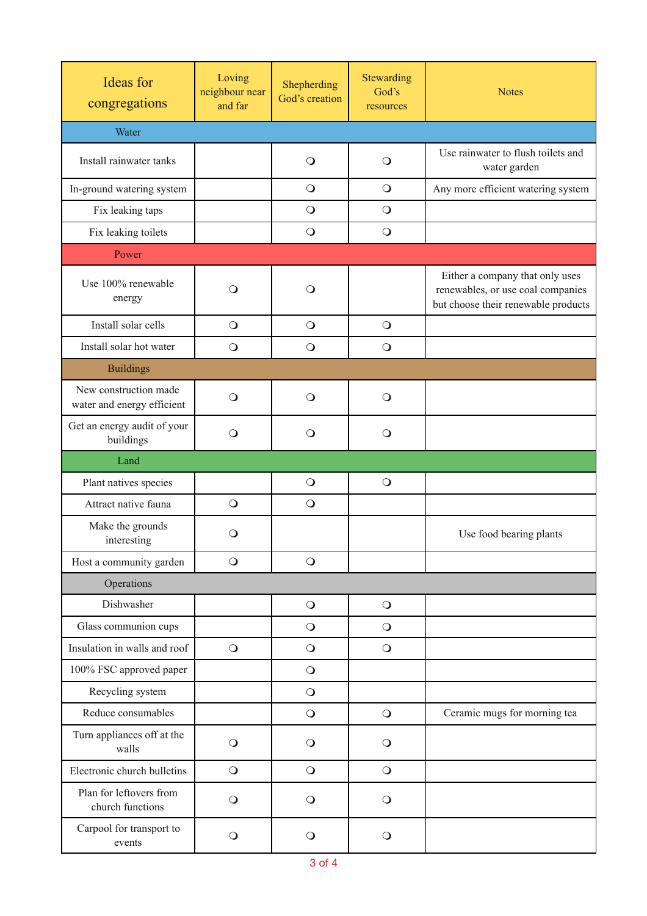| Ideas for congregations | Loving neighbour near and far | Shepherding God's creation | Stewarding God's resources | Notes |
|---|---|---|---|---|
| **Water** | | | | |
| Install rainwater tanks | | ❍ | ❍ | Use rainwater to flush toilets and water garden |
| In-ground watering system | | ❍ | ❍ | Any more efficient watering system |
| Fix leaking taps | | ❍ | ❍ | |
| Fix leaking toilets | | ❍ | ❍ | |
| **Power** | | | | |
| Use 100% renewable energy | ❍ | ❍ | | Either a company that only uses renewables, or use coal companies but choose their renewable products |
| Install solar cells | ❍ | ❍ | ❍ | |
| Install solar hot water | ❍ | ❍ | ❍ | |
| **Buildings** | | | | |
| New construction made water and energy efficient | ❍ | ❍ | ❍ | |
| Get an energy audit of your buildings | ❍ | ❍ | ❍ | |
| **Land** | | | | |
| Plant natives species | | ❍ | ❍ | |
| Attract native fauna | ❍ | ❍ | | |
| Make the grounds interesting | ❍ | | | Use food bearing plants |
| Host a community garden | ❍ | ❍ | | |
| **Operations** | | | | |
| Dishwasher | | ❍ | ❍ | |
| Glass communion cups | | ❍ | ❍ | |
| Insulation in walls and roof | ❍ | ❍ | ❍ | |
| 100% FSC approved paper | | ❍ | | |
| Recycling system | | ❍ | | |
| Reduce consumables | | ❍ | ❍ | Ceramic mugs for morning tea |
| Turn appliances off at the walls | ❍ | ❍ | ❍ | |
| Electronic church bulletins | ❍ | ❍ | ❍ | |
| Plan for leftovers from church functions | ❍ | ❍ | ❍ | |
| Carpool for transport to events | ❍ | ❍ | ❍ | |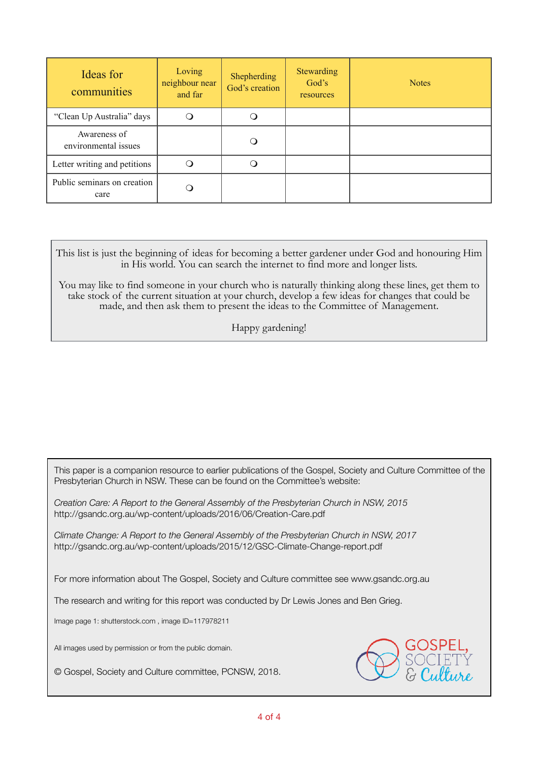| Ideas for communities | Loving neighbour near and far | Shepherding God's creation | Stewarding God's resources | Notes |
|---|---|---|---|---|
| "Clean Up Australia" days | ❍ | ❍ | | |
| Awareness of environmental issues | | ❍ | | |
| Letter writing and petitions | ❍ | ❍ | | |
| Public seminars on creation care | ❍ | | | |

This list is just the beginning of ideas for becoming a better gardener under God and honouring Him in His world. You can search the internet to find more and longer lists.

You may like to find someone in your church who is naturally thinking along these lines, get them to take stock of the current situation at your church, develop a few ideas for changes that could be made, and then ask them to present the ideas to the Committee of Management.

Happy gardening!

This paper is a companion resource to earlier publications of the Gospel, Society and Culture Committee of the Presbyterian Church in NSW. These can be found on the Committee's website:

*Creation Care: A Report to the General Assembly of the Presbyterian Church in NSW, 2015*
http://gsandc.org.au/wp-content/uploads/2016/06/Creation-Care.pdf

*Climate Change: A Report to the General Assembly of the Presbyterian Church in NSW, 2017*
http://gsandc.org.au/wp-content/uploads/2015/12/GSC-Climate-Change-report.pdf

For more information about The Gospel, Society and Culture committee see www.gsandc.org.au

The research and writing for this report was conducted by Dr Lewis Jones and Ben Grieg.

Image page 1: shutterstock.com , image ID=117978211

All images used by permission or from the public domain.

© Gospel, Society and Culture committee, PCNSW, 2018.

GOSPEL, SOCIETY & Culture